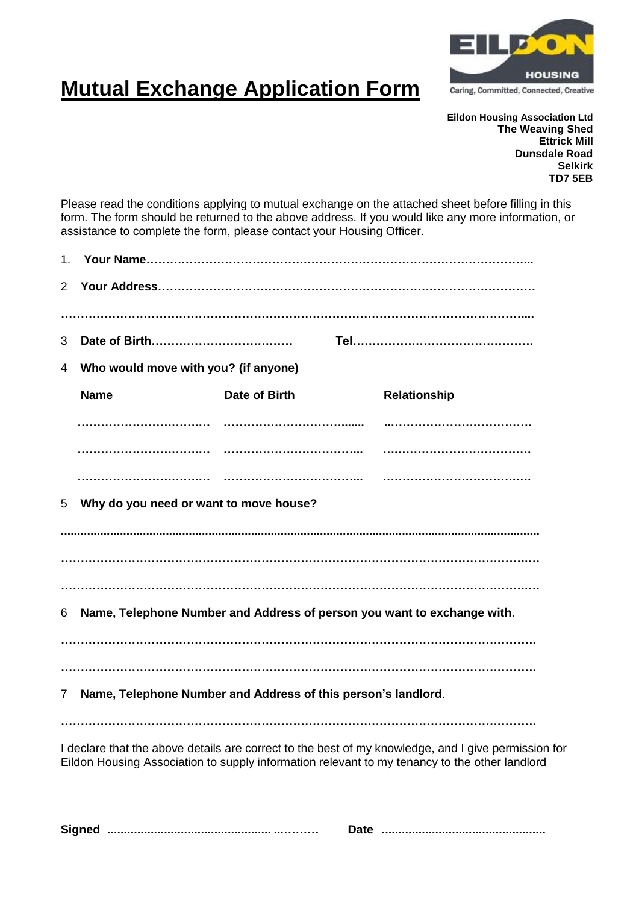# Mutual Exchange Application Form

EILDON HOUSING
Caring, Committed, Connected, Creative

**Eildon Housing Association Ltd**
**The Weaving Shed**
**Ettrick Mill**
**Dunsdale Road**
**Selkirk**
**TD7 5EB**

Please read the conditions applying to mutual exchange on the attached sheet before filling in this form. The form should be returned to the above address. If you would like any more information, or assistance to complete the form, please contact your Housing Officer.

1. **Your Name………………………………………………………………………………………...**

2 **Your Address………………………………………………………………………………………**

**…………………………………………………………………………………………………………....**

3 **Date of Birth………………………………** **Tel……………………………………….**

4 **Who would move with you? (if anyone)**

| **Name** | **Date of Birth** | **Relationship** |
|---|---|---|
| …………………………… | ……………………………… | ………………………………… |
| …………………………… | ……………………………… | ………………………………… |
| …………………………… | ……………………………… | ………………………………… |

5 **Why do you need or want to move house?**

**…………………………………………………………………………………………………………**

**…………………………………………………………………………………………………………**

**…………………………………………………………………………………………………………**

6 **Name, Telephone Number and Address of person you want to exchange with**.

**…………………………………………………………………………………………………………**

**…………………………………………………………………………………………………………**

7 **Name, Telephone Number and Address of this person's landlord**.

**…………………………………………………………………………………………………………**

I declare that the above details are correct to the best of my knowledge, and I give permission for Eildon Housing Association to supply information relevant to my tenancy to the other landlord

**Signed ……………………………………………………** **Date ……………………………………………**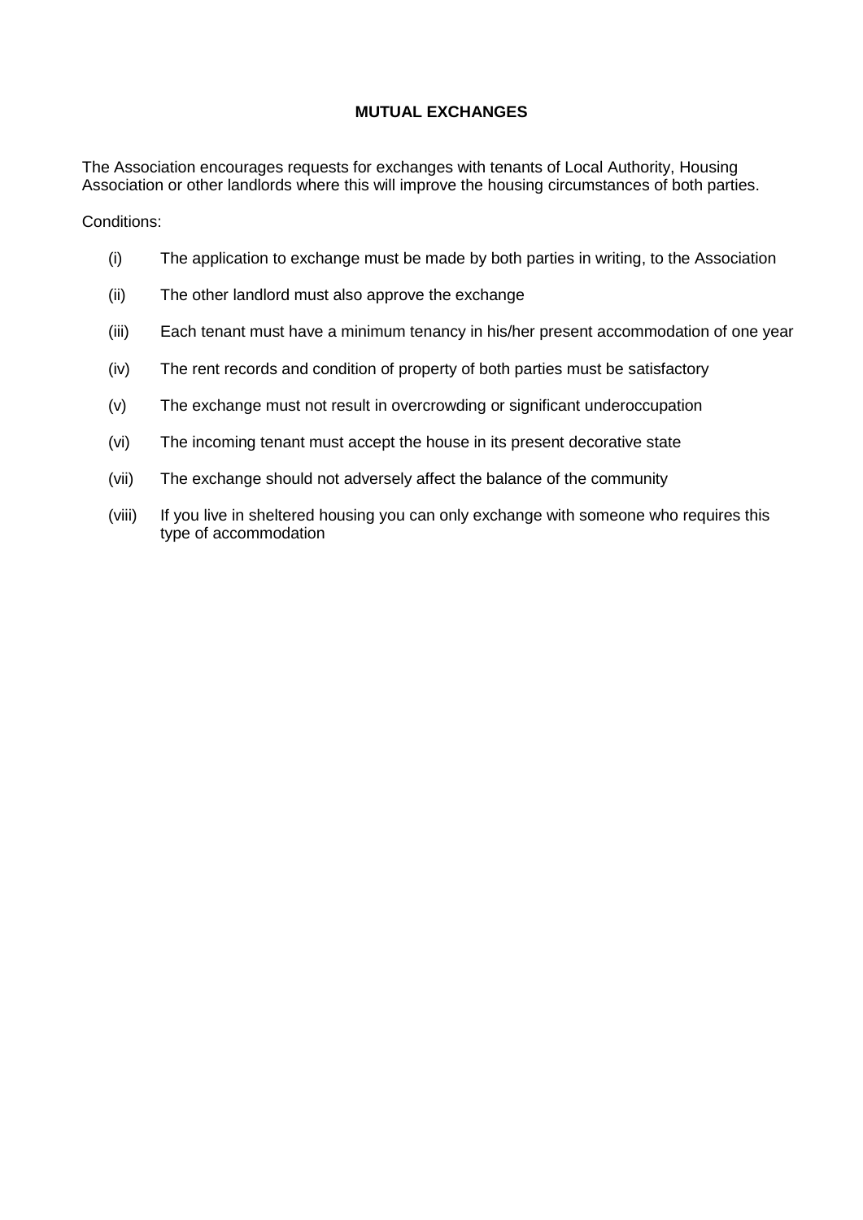## MUTUAL EXCHANGES

The Association encourages requests for exchanges with tenants of Local Authority, Housing Association or other landlords where this will improve the housing circumstances of both parties.

Conditions:

- (i) The application to exchange must be made by both parties in writing, to the Association
- (ii) The other landlord must also approve the exchange
- (iii) Each tenant must have a minimum tenancy in his/her present accommodation of one year
- (iv) The rent records and condition of property of both parties must be satisfactory
- (v) The exchange must not result in overcrowding or significant underoccupation
- (vi) The incoming tenant must accept the house in its present decorative state
- (vii) The exchange should not adversely affect the balance of the community
- (viii) If you live in sheltered housing you can only exchange with someone who requires this type of accommodation